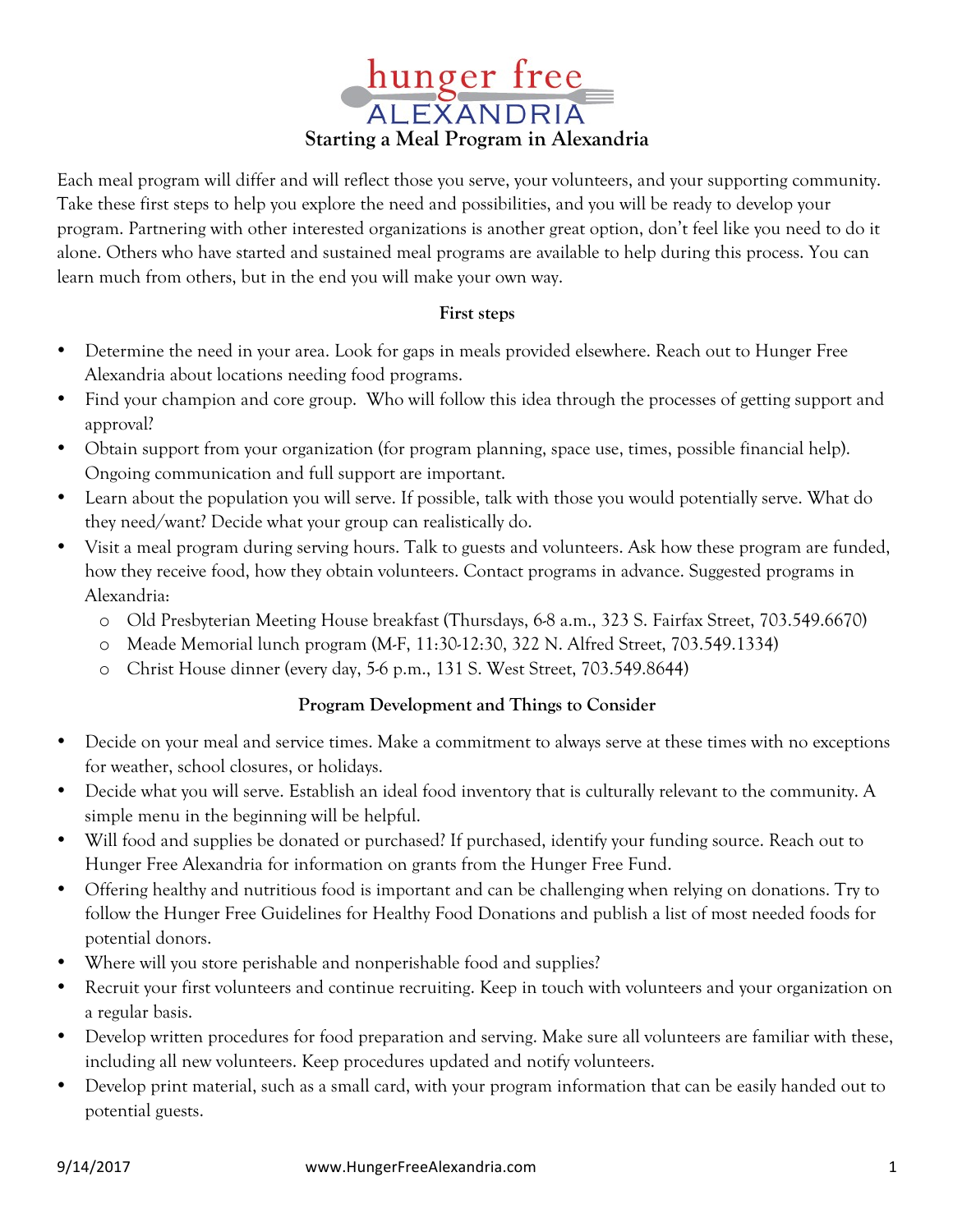# hunger free ALEXANDRIA

## Starting a Meal Program in Alexandria

Each meal program will differ and will reflect those you serve, your volunteers, and your supporting community. Take these first steps to help you explore the need and possibilities, and you will be ready to develop your program. Partnering with other interested organizations is another great option, don't feel like you need to do it alone. Others who have started and sustained meal programs are available to help during this process. You can learn much from others, but in the end you will make your own way.

### First steps

- Determine the need in your area. Look for gaps in meals provided elsewhere. Reach out to Hunger Free Alexandria about locations needing food programs.
- Find your champion and core group. Who will follow this idea through the processes of getting support and approval?
- Obtain support from your organization (for program planning, space use, times, possible financial help). Ongoing communication and full support are important.
- Learn about the population you will serve. If possible, talk with those you would potentially serve. What do they need/want? Decide what your group can realistically do.
- Visit a meal program during serving hours. Talk to guests and volunteers. Ask how these program are funded, how they receive food, how they obtain volunteers. Contact programs in advance. Suggested programs in Alexandria:
  - Old Presbyterian Meeting House breakfast (Thursdays, 6-8 a.m., 323 S. Fairfax Street, 703.549.6670)
  - Meade Memorial lunch program (M-F, 11:30-12:30, 322 N. Alfred Street, 703.549.1334)
  - Christ House dinner (every day, 5-6 p.m., 131 S. West Street, 703.549.8644)

### Program Development and Things to Consider

- Decide on your meal and service times. Make a commitment to always serve at these times with no exceptions for weather, school closures, or holidays.
- Decide what you will serve. Establish an ideal food inventory that is culturally relevant to the community. A simple menu in the beginning will be helpful.
- Will food and supplies be donated or purchased? If purchased, identify your funding source. Reach out to Hunger Free Alexandria for information on grants from the Hunger Free Fund.
- Offering healthy and nutritious food is important and can be challenging when relying on donations. Try to follow the Hunger Free Guidelines for Healthy Food Donations and publish a list of most needed foods for potential donors.
- Where will you store perishable and nonperishable food and supplies?
- Recruit your first volunteers and continue recruiting. Keep in touch with volunteers and your organization on a regular basis.
- Develop written procedures for food preparation and serving. Make sure all volunteers are familiar with these, including all new volunteers. Keep procedures updated and notify volunteers.
- Develop print material, such as a small card, with your program information that can be easily handed out to potential guests.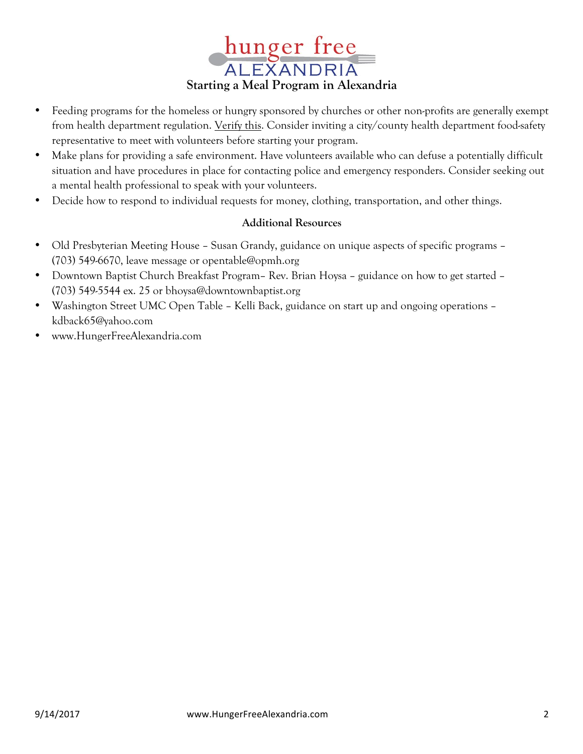hunger free ALEXANDRIA

**Starting a Meal Program in Alexandria**

- Feeding programs for the homeless or hungry sponsored by churches or other non-profits are generally exempt from health department regulation. Verify this. Consider inviting a city/county health department food-safety representative to meet with volunteers before starting your program.
- Make plans for providing a safe environment. Have volunteers available who can defuse a potentially difficult situation and have procedures in place for contacting police and emergency responders. Consider seeking out a mental health professional to speak with your volunteers.
- Decide how to respond to individual requests for money, clothing, transportation, and other things.

## Additional Resources

- Old Presbyterian Meeting House – Susan Grandy, guidance on unique aspects of specific programs – (703) 549-6670, leave message or opentable@opmh.org
- Downtown Baptist Church Breakfast Program– Rev. Brian Hoysa – guidance on how to get started – (703) 549-5544 ex. 25 or bhoysa@downtownbaptist.org
- Washington Street UMC Open Table – Kelli Back, guidance on start up and ongoing operations – kdback65@yahoo.com
- www.HungerFreeAlexandria.com